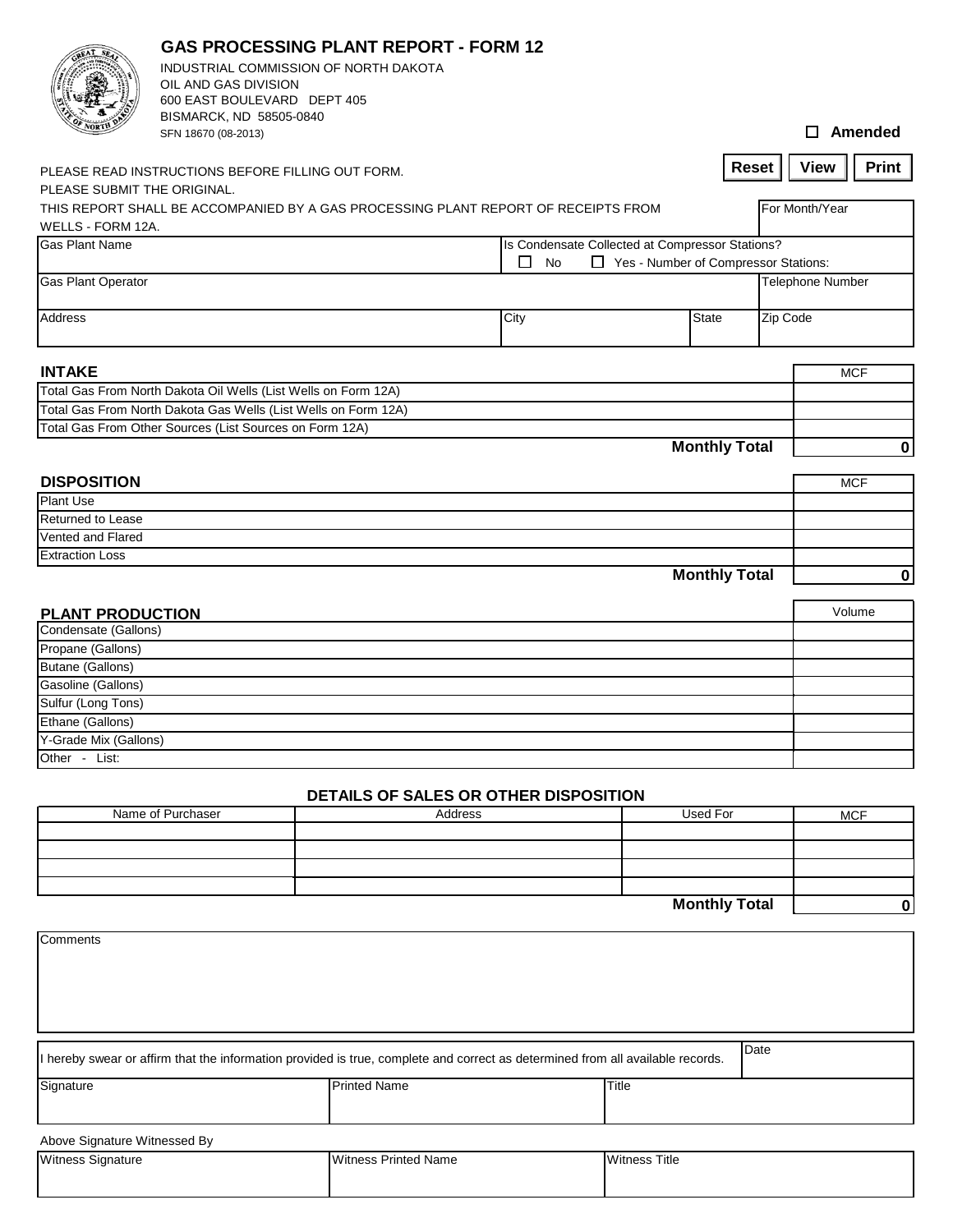# GAS PROCESSING PLANT REPORT - FORM 12

INDUSTRIAL COMMISSION OF NORTH DAKOTA
OIL AND GAS DIVISION
600 EAST BOULEVARD DEPT 405
BISMARCK, ND 58505-0840
SFN 18670 (08-2013)

☐ **Amended**

**Reset** **View** **Print**

PLEASE READ INSTRUCTIONS BEFORE FILLING OUT FORM.
PLEASE SUBMIT THE ORIGINAL.
THIS REPORT SHALL BE ACCOMPANIED BY A GAS PROCESSING PLANT REPORT OF RECEIPTS FROM WELLS - FORM 12A.

| For Month/Year |
|---|
| |

| Gas Plant Name | Is Condensate Collected at Compressor Stations? ☐ No ☐ Yes - Number of Compressor Stations: | | |
|---|---|---|---|
| **Gas Plant Operator** | | | **Telephone Number** |
| **Address** | **City** | **State** | **Zip Code** |

| **INTAKE** | MCF |
|---|---|
| Total Gas From North Dakota Oil Wells (List Wells on Form 12A) | |
| Total Gas From North Dakota Gas Wells (List Wells on Form 12A) | |
| Total Gas From Other Sources (List Sources on Form 12A) | |
| **Monthly Total** | 0 |

| **DISPOSITION** | MCF |
|---|---|
| Plant Use | |
| Returned to Lease | |
| Vented and Flared | |
| Extraction Loss | |
| **Monthly Total** | 0 |

| **PLANT PRODUCTION** | Volume |
|---|---|
| Condensate (Gallons) | |
| Propane (Gallons) | |
| Butane (Gallons) | |
| Gasoline (Gallons) | |
| Sulfur (Long Tons) | |
| Ethane (Gallons) | |
| Y-Grade Mix (Gallons) | |
| Other - List: | |

## DETAILS OF SALES OR OTHER DISPOSITION

| Name of Purchaser | Address | Used For | MCF |
|---|---|---|---|
| | | | |
| | | | |
| | | | |
| | | | |
| | | **Monthly Total** | 0 |

| Comments |
|---|
| |

| I hereby swear or affirm that the information provided is true, complete and correct as determined from all available records. | | Date |
|---|---|---|
| **Signature** | **Printed Name** | **Title** |

Above Signature Witnessed By

| Witness Signature | Witness Printed Name | Witness Title |
|---|---|---|
| | | |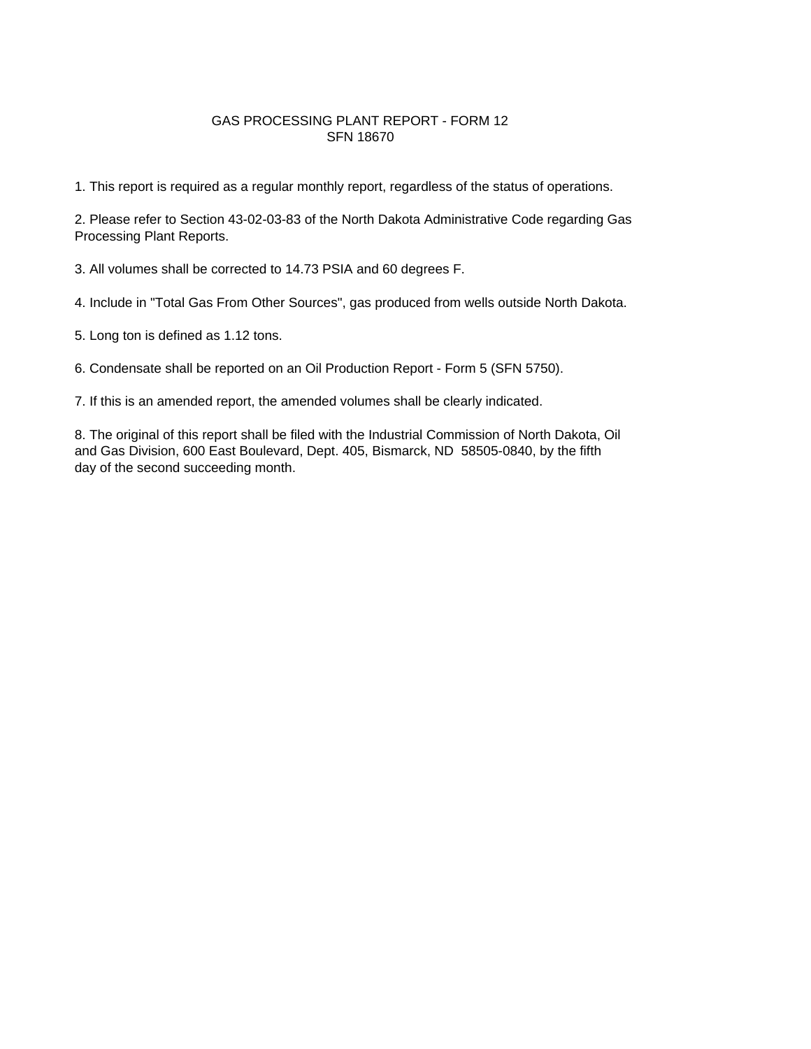# GAS PROCESSING PLANT REPORT - FORM 12
## SFN 18670

1. This report is required as a regular monthly report, regardless of the status of operations.

2. Please refer to Section 43-02-03-83 of the North Dakota Administrative Code regarding Gas Processing Plant Reports.

3. All volumes shall be corrected to 14.73 PSIA and 60 degrees F.

4. Include in "Total Gas From Other Sources", gas produced from wells outside North Dakota.

5. Long ton is defined as 1.12 tons.

6. Condensate shall be reported on an Oil Production Report - Form 5 (SFN 5750).

7. If this is an amended report, the amended volumes shall be clearly indicated.

8. The original of this report shall be filed with the Industrial Commission of North Dakota, Oil and Gas Division, 600 East Boulevard, Dept. 405, Bismarck, ND 58505-0840, by the fifth day of the second succeeding month.